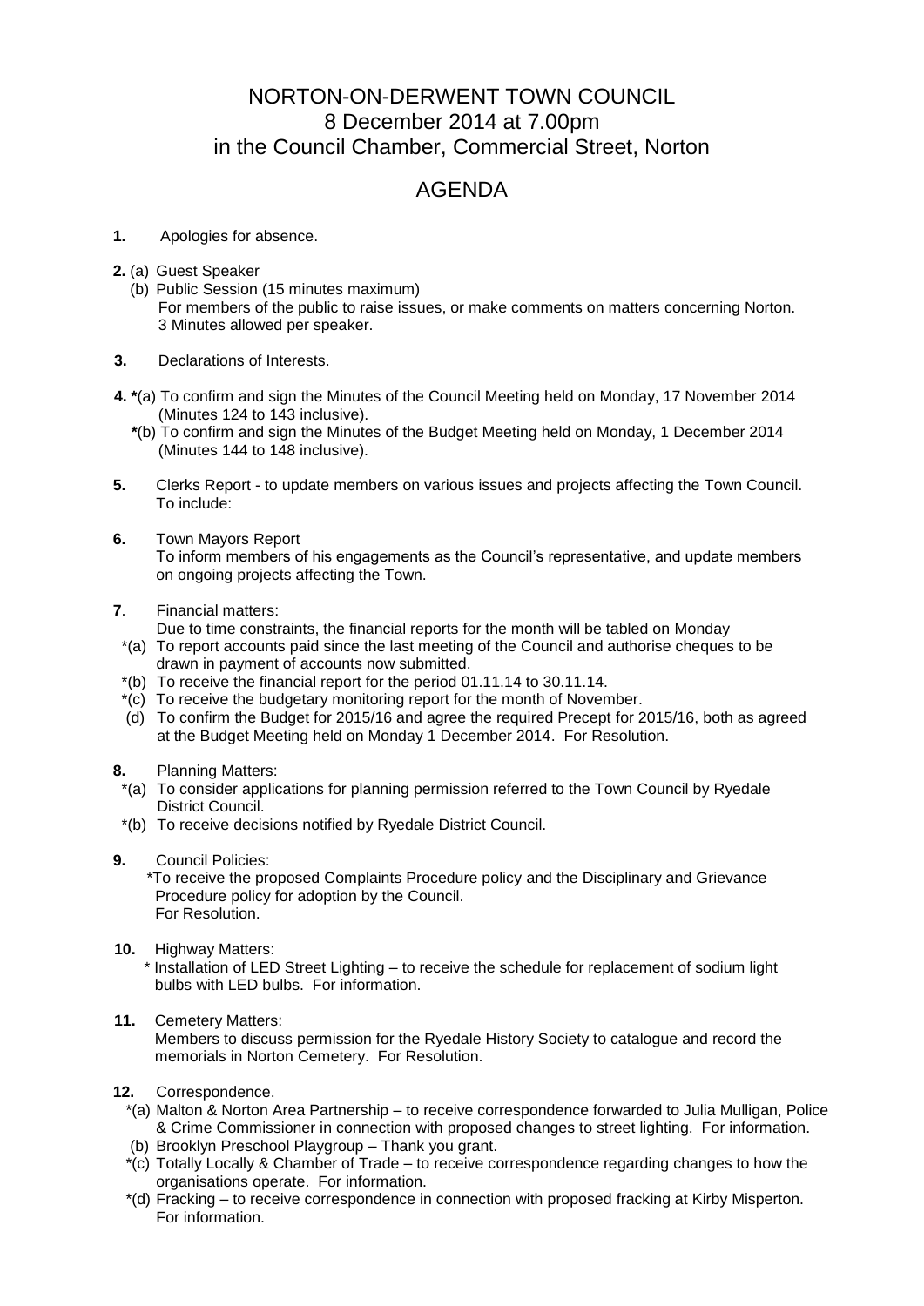# NORTON-ON-DERWENT TOWN COUNCIL
## 8 December 2014 at 7.00pm
## in the Council Chamber, Commercial Street, Norton

# AGENDA

**1.** Apologies for absence.

**2.** (a) Guest Speaker
(b) Public Session (15 minutes maximum)
For members of the public to raise issues, or make comments on matters concerning Norton. 3 Minutes allowed per speaker.

**3.** Declarations of Interests.

**4.** **\***(a) To confirm and sign the Minutes of the Council Meeting held on Monday, 17 November 2014 (Minutes 124 to 143 inclusive).
**\***(b) To confirm and sign the Minutes of the Budget Meeting held on Monday, 1 December 2014 (Minutes 144 to 148 inclusive).

**5.** Clerks Report - to update members on various issues and projects affecting the Town Council. To include:

**6.** Town Mayors Report
To inform members of his engagements as the Council's representative, and update members on ongoing projects affecting the Town.

**7**. Financial matters:
Due to time constraints, the financial reports for the month will be tabled on Monday
\*(a) To report accounts paid since the last meeting of the Council and authorise cheques to be drawn in payment of accounts now submitted.
\*(b) To receive the financial report for the period 01.11.14 to 30.11.14.
\*(c) To receive the budgetary monitoring report for the month of November.
(d) To confirm the Budget for 2015/16 and agree the required Precept for 2015/16, both as agreed at the Budget Meeting held on Monday 1 December 2014. For Resolution.

**8.** Planning Matters:
\*(a) To consider applications for planning permission referred to the Town Council by Ryedale District Council.
\*(b) To receive decisions notified by Ryedale District Council.

**9.** Council Policies:
\*To receive the proposed Complaints Procedure policy and the Disciplinary and Grievance Procedure policy for adoption by the Council.
For Resolution.

**10.** Highway Matters:
\* Installation of LED Street Lighting – to receive the schedule for replacement of sodium light bulbs with LED bulbs. For information.

**11.** Cemetery Matters:
Members to discuss permission for the Ryedale History Society to catalogue and record the memorials in Norton Cemetery. For Resolution.

**12.** Correspondence.
\*(a) Malton & Norton Area Partnership – to receive correspondence forwarded to Julia Mulligan, Police & Crime Commissioner in connection with proposed changes to street lighting. For information.
(b) Brooklyn Preschool Playgroup – Thank you grant.
\*(c) Totally Locally & Chamber of Trade – to receive correspondence regarding changes to how the organisations operate. For information.
\*(d) Fracking – to receive correspondence in connection with proposed fracking at Kirby Misperton. For information.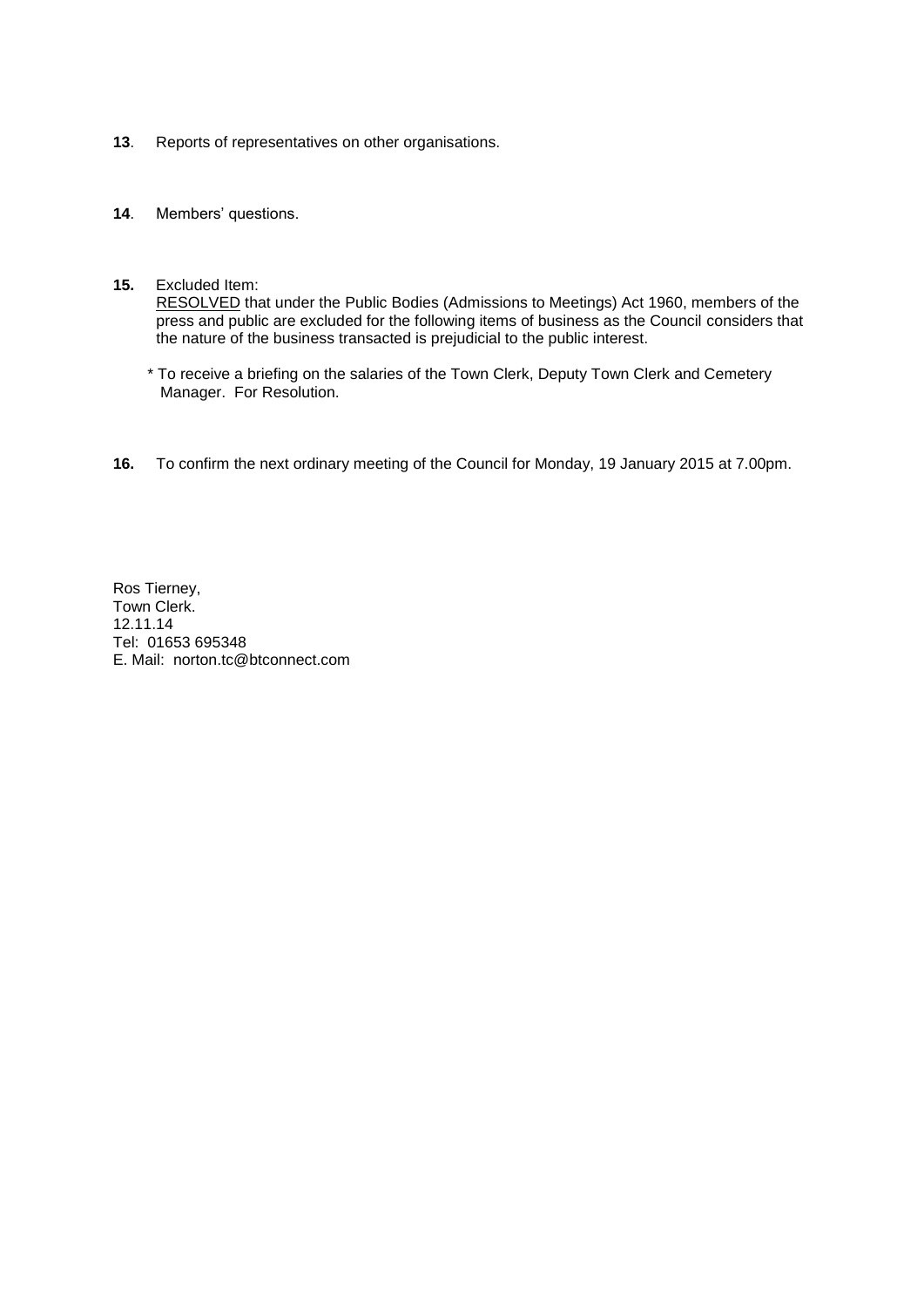**13**. Reports of representatives on other organisations.

**14**. Members' questions.

**15.** Excluded Item:
<u>RESOLVED</u> that under the Public Bodies (Admissions to Meetings) Act 1960, members of the press and public are excluded for the following items of business as the Council considers that the nature of the business transacted is prejudicial to the public interest.

\* To receive a briefing on the salaries of the Town Clerk, Deputy Town Clerk and Cemetery Manager. For Resolution.

**16.** To confirm the next ordinary meeting of the Council for Monday, 19 January 2015 at 7.00pm.

Ros Tierney,
Town Clerk.
12.11.14
Tel: 01653 695348
E. Mail: norton.tc@btconnect.com